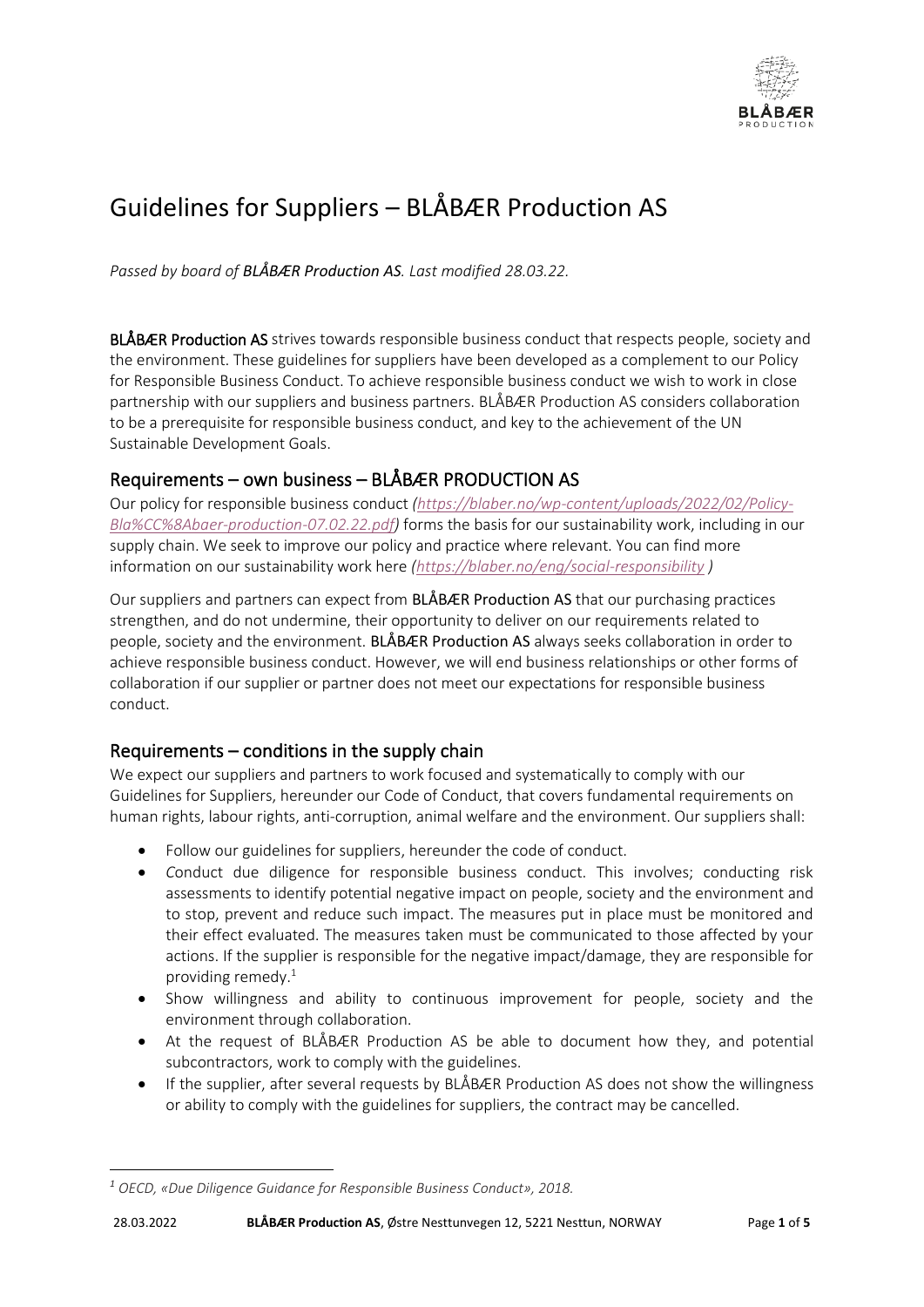# Guidelines for Suppliers – BLÅBÆR Production AS

*Passed by board of **BLÅBÆR Production AS**. Last modified 28.03.22.*

**BLÅBÆR Production AS** strives towards responsible business conduct that respects people, society and the environment. These guidelines for suppliers have been developed as a complement to our Policy for Responsible Business Conduct. To achieve responsible business conduct we wish to work in close partnership with our suppliers and business partners. BLÅBÆR Production AS considers collaboration to be a prerequisite for responsible business conduct, and key to the achievement of the UN Sustainable Development Goals.

## Requirements – own business – BLÅBÆR PRODUCTION AS

Our policy for responsible business conduct *(https://blaber.no/wp-content/uploads/2022/02/Policy-Bla%CC%8Abaer-production-07.02.22.pdf)* forms the basis for our sustainability work, including in our supply chain. We seek to improve our policy and practice where relevant. You can find more information on our sustainability work here *(https://blaber.no/eng/social-responsibility )*

Our suppliers and partners can expect from **BLÅBÆR Production AS** that our purchasing practices strengthen, and do not undermine, their opportunity to deliver on our requirements related to people, society and the environment. **BLÅBÆR Production AS** always seeks collaboration in order to achieve responsible business conduct. However, we will end business relationships or other forms of collaboration if our supplier or partner does not meet our expectations for responsible business conduct.

## Requirements – conditions in the supply chain

We expect our suppliers and partners to work focused and systematically to comply with our Guidelines for Suppliers, hereunder our Code of Conduct, that covers fundamental requirements on human rights, labour rights, anti-corruption, animal welfare and the environment. Our suppliers shall:

- Follow our guidelines for suppliers, hereunder the code of conduct.
- *C*onduct due diligence for responsible business conduct. This involves; conducting risk assessments to identify potential negative impact on people, society and the environment and to stop, prevent and reduce such impact. The measures put in place must be monitored and their effect evaluated. The measures taken must be communicated to those affected by your actions. If the supplier is responsible for the negative impact/damage, they are responsible for providing remedy.[1]
- Show willingness and ability to continuous improvement for people, society and the environment through collaboration.
- At the request of BLÅBÆR Production AS be able to document how they, and potential subcontractors, work to comply with the guidelines.
- If the supplier, after several requests by BLÅBÆR Production AS does not show the willingness or ability to comply with the guidelines for suppliers, the contract may be cancelled.

---

*[1] OECD, «Due Diligence Guidance for Responsible Business Conduct», 2018.*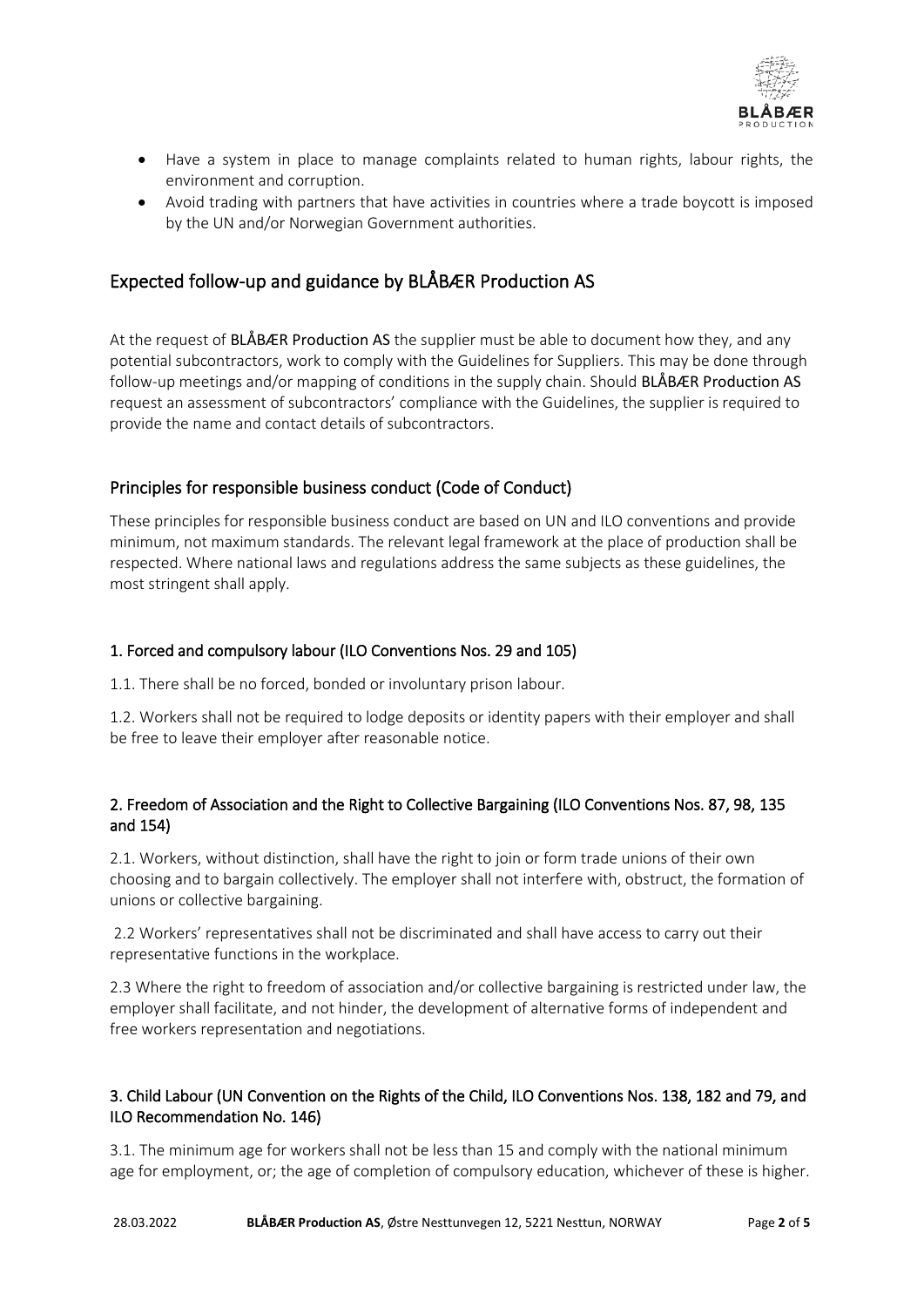- Have a system in place to manage complaints related to human rights, labour rights, the environment and corruption.
- Avoid trading with partners that have activities in countries where a trade boycott is imposed by the UN and/or Norwegian Government authorities.

## Expected follow-up and guidance by BLÅBÆR Production AS

At the request of BLÅBÆR Production AS the supplier must be able to document how they, and any potential subcontractors, work to comply with the Guidelines for Suppliers. This may be done through follow-up meetings and/or mapping of conditions in the supply chain. Should BLÅBÆR Production AS request an assessment of subcontractors' compliance with the Guidelines, the supplier is required to provide the name and contact details of subcontractors.

## Principles for responsible business conduct (Code of Conduct)

These principles for responsible business conduct are based on UN and ILO conventions and provide minimum, not maximum standards. The relevant legal framework at the place of production shall be respected. Where national laws and regulations address the same subjects as these guidelines, the most stringent shall apply.

### 1. Forced and compulsory labour (ILO Conventions Nos. 29 and 105)

1.1. There shall be no forced, bonded or involuntary prison labour.

1.2. Workers shall not be required to lodge deposits or identity papers with their employer and shall be free to leave their employer after reasonable notice.

### 2. Freedom of Association and the Right to Collective Bargaining (ILO Conventions Nos. 87, 98, 135 and 154)

2.1. Workers, without distinction, shall have the right to join or form trade unions of their own choosing and to bargain collectively. The employer shall not interfere with, obstruct, the formation of unions or collective bargaining.

2.2 Workers' representatives shall not be discriminated and shall have access to carry out their representative functions in the workplace.

2.3 Where the right to freedom of association and/or collective bargaining is restricted under law, the employer shall facilitate, and not hinder, the development of alternative forms of independent and free workers representation and negotiations.

### 3. Child Labour (UN Convention on the Rights of the Child, ILO Conventions Nos. 138, 182 and 79, and ILO Recommendation No. 146)

3.1. The minimum age for workers shall not be less than 15 and comply with the national minimum age for employment, or; the age of completion of compulsory education, whichever of these is higher.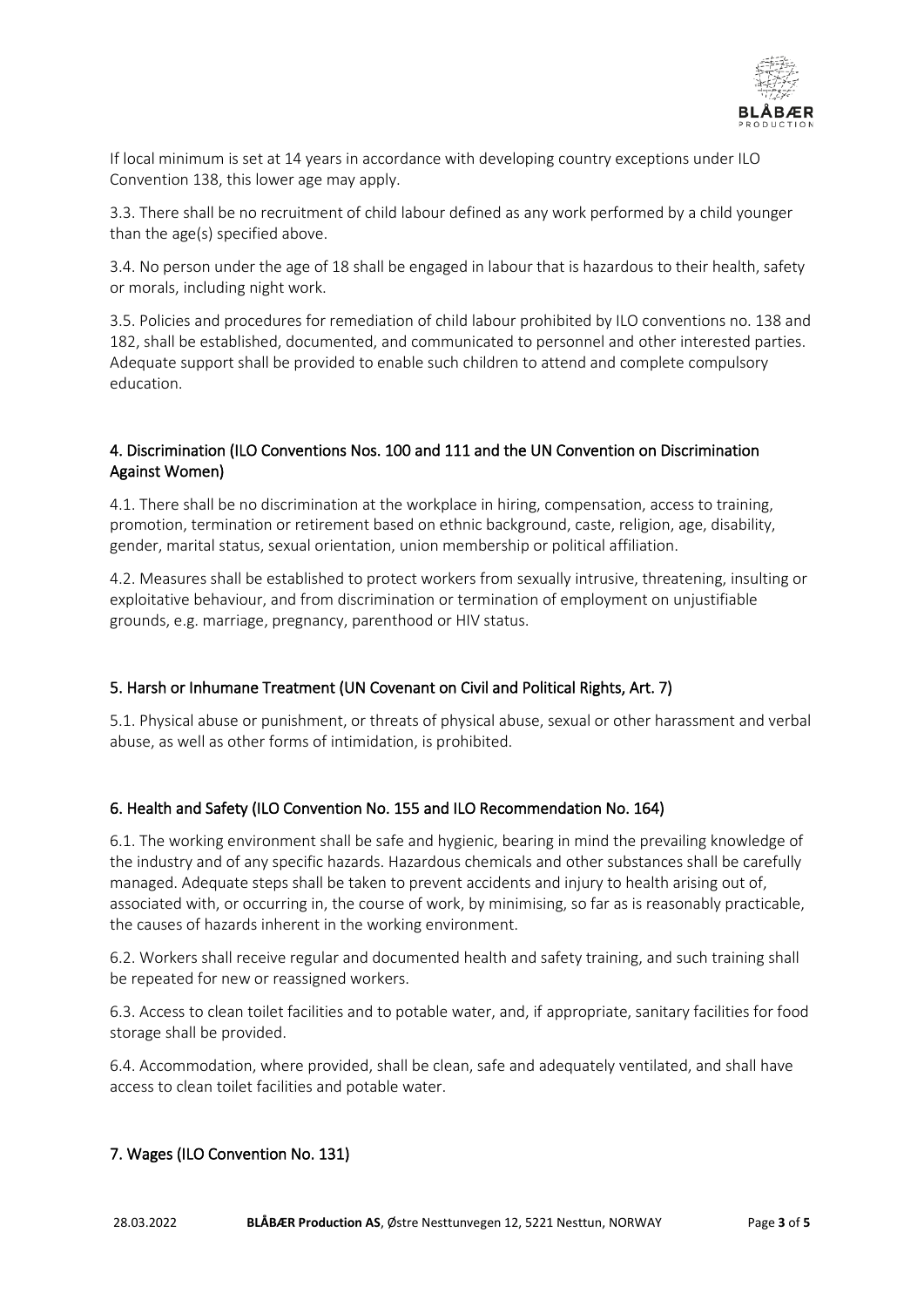If local minimum is set at 14 years in accordance with developing country exceptions under ILO Convention 138, this lower age may apply.

3.3. There shall be no recruitment of child labour defined as any work performed by a child younger than the age(s) specified above.

3.4. No person under the age of 18 shall be engaged in labour that is hazardous to their health, safety or morals, including night work.

3.5. Policies and procedures for remediation of child labour prohibited by ILO conventions no. 138 and 182, shall be established, documented, and communicated to personnel and other interested parties. Adequate support shall be provided to enable such children to attend and complete compulsory education.

## 4. Discrimination (ILO Conventions Nos. 100 and 111 and the UN Convention on Discrimination Against Women)

4.1. There shall be no discrimination at the workplace in hiring, compensation, access to training, promotion, termination or retirement based on ethnic background, caste, religion, age, disability, gender, marital status, sexual orientation, union membership or political affiliation.

4.2. Measures shall be established to protect workers from sexually intrusive, threatening, insulting or exploitative behaviour, and from discrimination or termination of employment on unjustifiable grounds, e.g. marriage, pregnancy, parenthood or HIV status.

## 5. Harsh or Inhumane Treatment (UN Covenant on Civil and Political Rights, Art. 7)

5.1. Physical abuse or punishment, or threats of physical abuse, sexual or other harassment and verbal abuse, as well as other forms of intimidation, is prohibited.

## 6. Health and Safety (ILO Convention No. 155 and ILO Recommendation No. 164)

6.1. The working environment shall be safe and hygienic, bearing in mind the prevailing knowledge of the industry and of any specific hazards. Hazardous chemicals and other substances shall be carefully managed. Adequate steps shall be taken to prevent accidents and injury to health arising out of, associated with, or occurring in, the course of work, by minimising, so far as is reasonably practicable, the causes of hazards inherent in the working environment.

6.2. Workers shall receive regular and documented health and safety training, and such training shall be repeated for new or reassigned workers.

6.3. Access to clean toilet facilities and to potable water, and, if appropriate, sanitary facilities for food storage shall be provided.

6.4. Accommodation, where provided, shall be clean, safe and adequately ventilated, and shall have access to clean toilet facilities and potable water.

## 7. Wages (ILO Convention No. 131)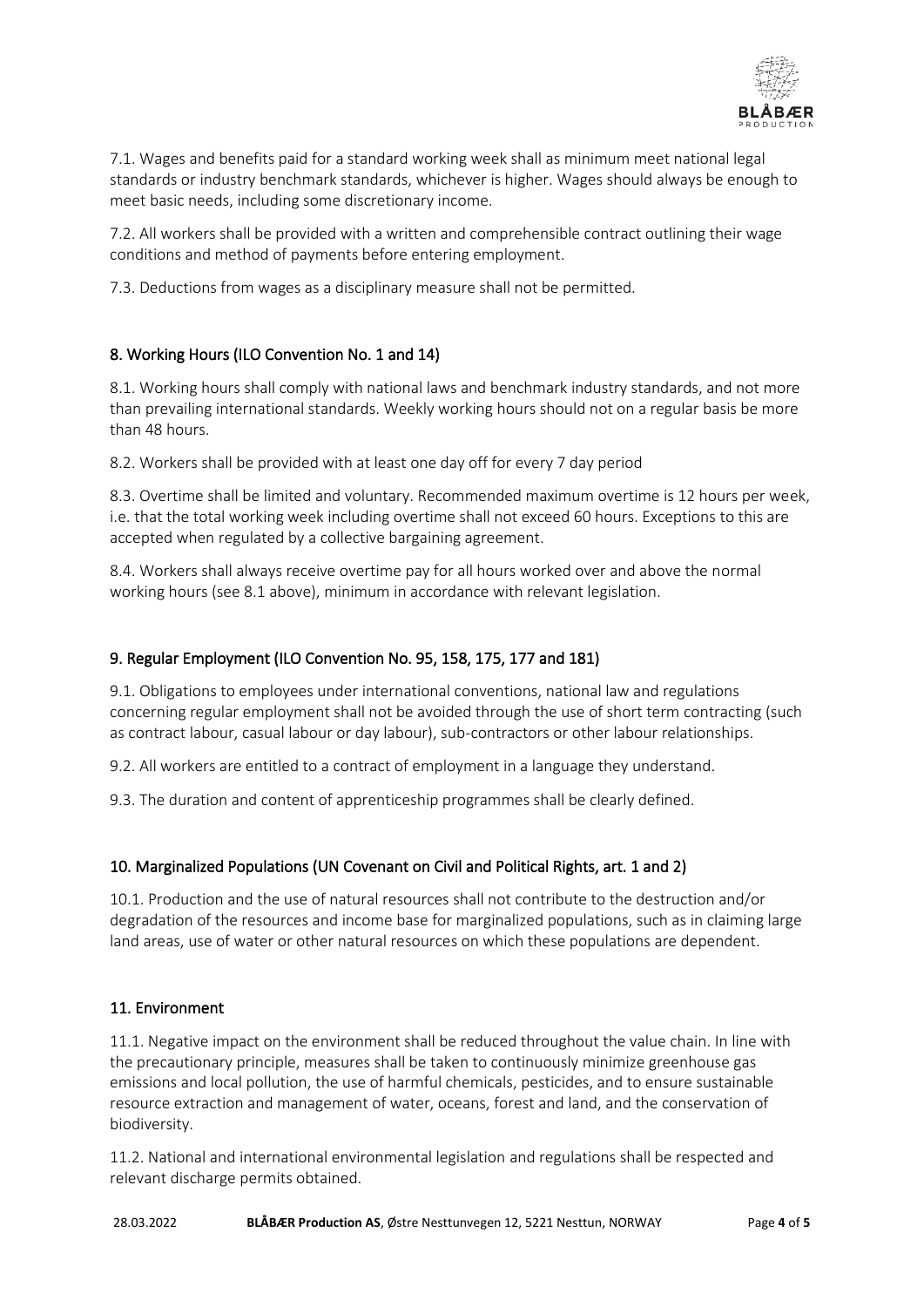7.1. Wages and benefits paid for a standard working week shall as minimum meet national legal standards or industry benchmark standards, whichever is higher. Wages should always be enough to meet basic needs, including some discretionary income.

7.2. All workers shall be provided with a written and comprehensible contract outlining their wage conditions and method of payments before entering employment.

7.3. Deductions from wages as a disciplinary measure shall not be permitted.

## 8. Working Hours (ILO Convention No. 1 and 14)

8.1. Working hours shall comply with national laws and benchmark industry standards, and not more than prevailing international standards. Weekly working hours should not on a regular basis be more than 48 hours.

8.2. Workers shall be provided with at least one day off for every 7 day period

8.3. Overtime shall be limited and voluntary. Recommended maximum overtime is 12 hours per week, i.e. that the total working week including overtime shall not exceed 60 hours. Exceptions to this are accepted when regulated by a collective bargaining agreement.

8.4. Workers shall always receive overtime pay for all hours worked over and above the normal working hours (see 8.1 above), minimum in accordance with relevant legislation.

## 9. Regular Employment (ILO Convention No. 95, 158, 175, 177 and 181)

9.1. Obligations to employees under international conventions, national law and regulations concerning regular employment shall not be avoided through the use of short term contracting (such as contract labour, casual labour or day labour), sub-contractors or other labour relationships.

9.2. All workers are entitled to a contract of employment in a language they understand.

9.3. The duration and content of apprenticeship programmes shall be clearly defined.

## 10. Marginalized Populations (UN Covenant on Civil and Political Rights, art. 1 and 2)

10.1. Production and the use of natural resources shall not contribute to the destruction and/or degradation of the resources and income base for marginalized populations, such as in claiming large land areas, use of water or other natural resources on which these populations are dependent.

## 11. Environment

11.1. Negative impact on the environment shall be reduced throughout the value chain. In line with the precautionary principle, measures shall be taken to continuously minimize greenhouse gas emissions and local pollution, the use of harmful chemicals, pesticides, and to ensure sustainable resource extraction and management of water, oceans, forest and land, and the conservation of biodiversity.

11.2. National and international environmental legislation and regulations shall be respected and relevant discharge permits obtained.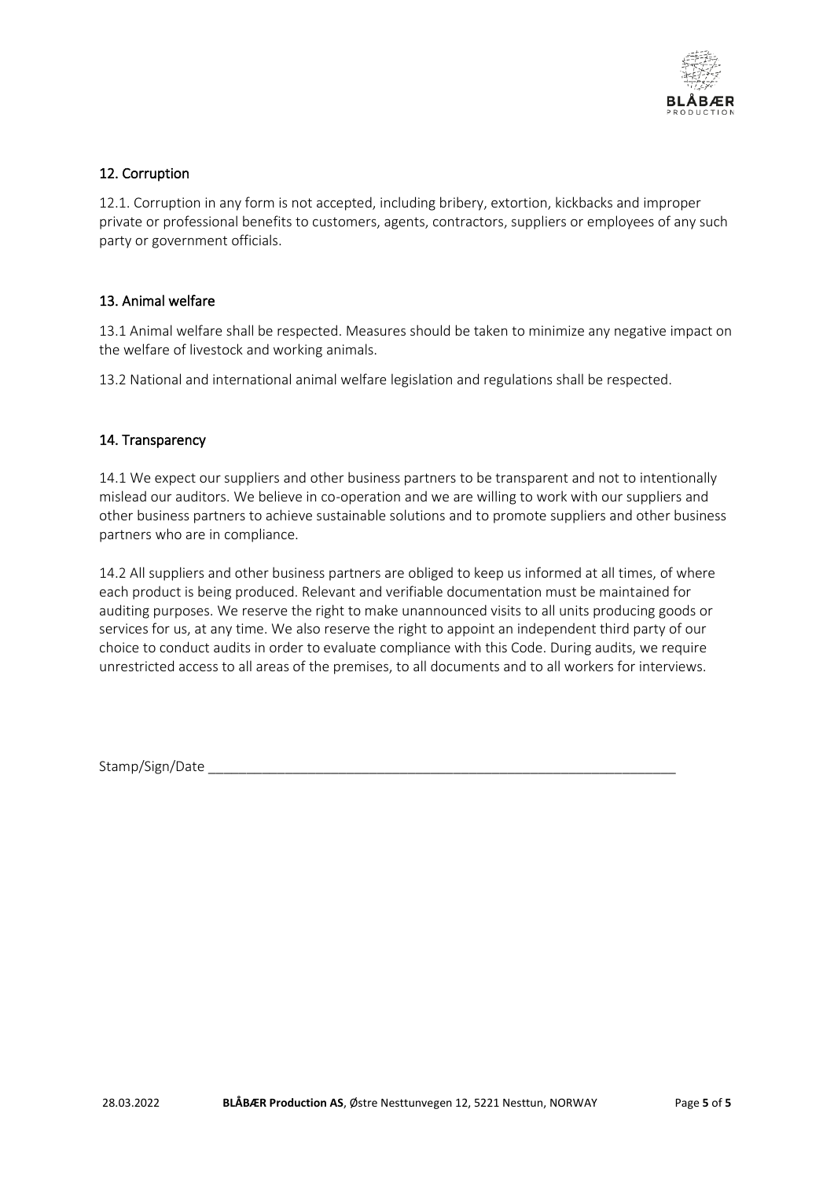## 12. Corruption

12.1. Corruption in any form is not accepted, including bribery, extortion, kickbacks and improper private or professional benefits to customers, agents, contractors, suppliers or employees of any such party or government officials.

## 13. Animal welfare

13.1 Animal welfare shall be respected. Measures should be taken to minimize any negative impact on the welfare of livestock and working animals.

13.2 National and international animal welfare legislation and regulations shall be respected.

## 14. Transparency

14.1 We expect our suppliers and other business partners to be transparent and not to intentionally mislead our auditors. We believe in co-operation and we are willing to work with our suppliers and other business partners to achieve sustainable solutions and to promote suppliers and other business partners who are in compliance.

14.2 All suppliers and other business partners are obliged to keep us informed at all times, of where each product is being produced. Relevant and verifiable documentation must be maintained for auditing purposes. We reserve the right to make unannounced visits to all units producing goods or services for us, at any time. We also reserve the right to appoint an independent third party of our choice to conduct audits in order to evaluate compliance with this Code. During audits, we require unrestricted access to all areas of the premises, to all documents and to all workers for interviews.

Stamp/Sign/Date ______________________________________________________________